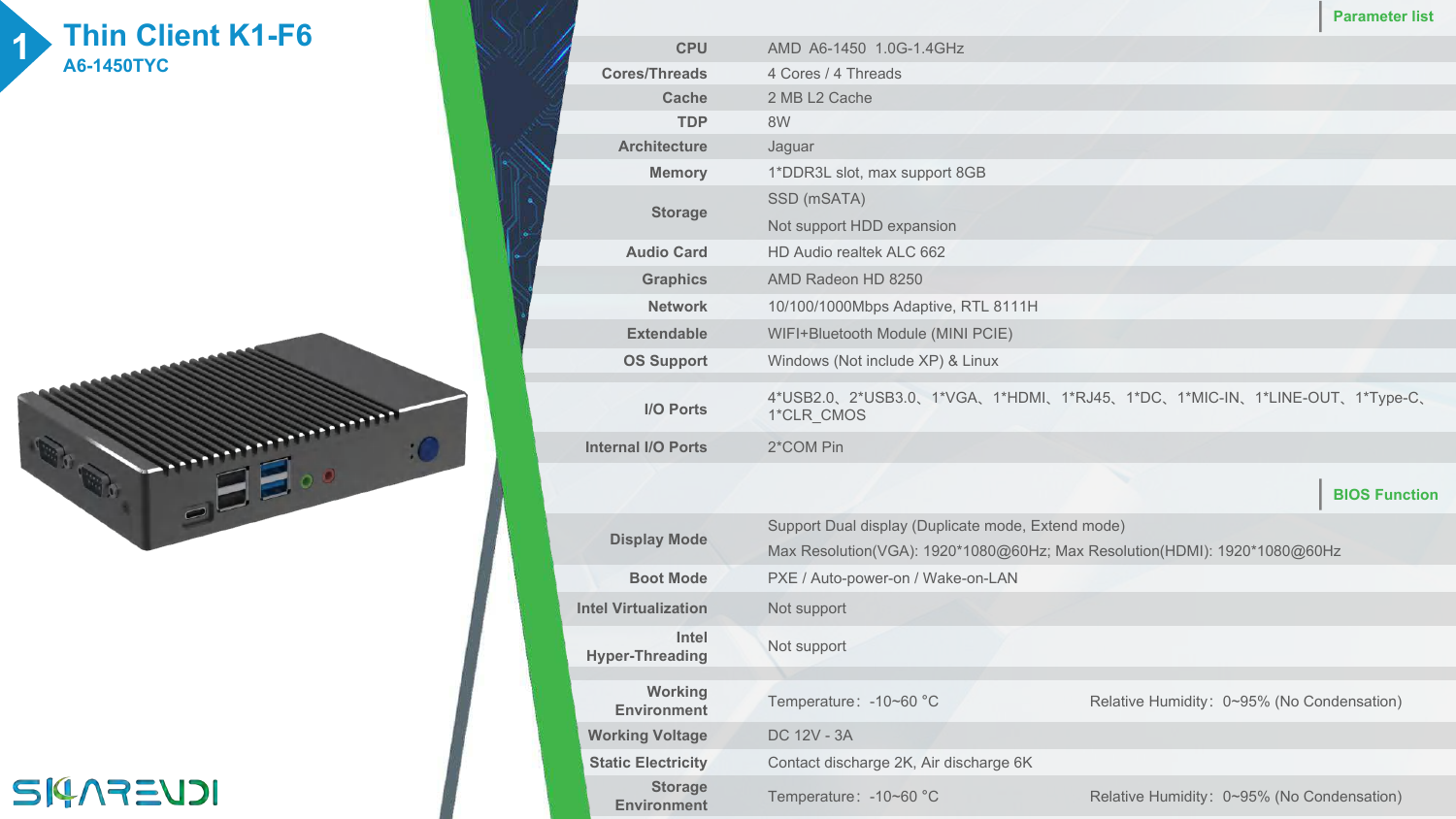# 1 Thin Client K1-F6

**A6-1450TYC**

## Parameter list

| Parameter | Value |
| --- | --- |
| CPU | AMD A6-1450 1.0G-1.4GHz |
| Cores/Threads | 4 Cores / 4 Threads |
| Cache | 2 MB L2 Cache |
| TDP | 8W |
| Architecture | Jaguar |
| Memory | 1*DDR3L slot, max support 8GB |
| Storage | SSD (mSATA)<br>Not support HDD expansion |
| Audio Card | HD Audio realtek ALC 662 |
| Graphics | AMD Radeon HD 8250 |
| Network | 10/100/1000Mbps Adaptive, RTL 8111H |
| Extendable | WIFI+Bluetooth Module (MINI PCIE) |
| OS Support | Windows (Not include XP) & Linux |
| I/O Ports | 4*USB2.0、2*USB3.0、1*VGA、1*HDMI、1*RJ45、1*DC、1*MIC-IN、1*LINE-OUT、1*Type-C、1*CLR_CMOS |
| Internal I/O Ports | 2*COM Pin |

## BIOS Function

| Parameter | Value | |
| --- | --- | --- |
| Display Mode | Support Dual display (Duplicate mode, Extend mode)<br>Max Resolution(VGA): 1920*1080@60Hz; Max Resolution(HDMI): 1920*1080@60Hz | |
| Boot Mode | PXE / Auto-power-on / Wake-on-LAN | |
| Intel Virtualization | Not support | |
| Intel Hyper-Threading | Not support | |
| Working Environment | Temperature：-10~60 °C | Relative Humidity：0~95% (No Condensation) |
| Working Voltage | DC 12V - 3A | |
| Static Electricity | Contact discharge 2K, Air discharge 6K | |
| Storage Environment | Temperature：-10~60 °C | Relative Humidity：0~95% (No Condensation) |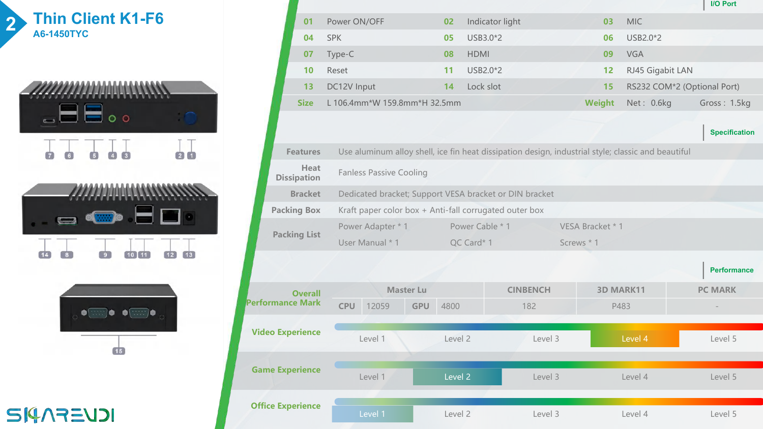## 2 Thin Client K1-F6

**A6-1450TYC**

### I/O Port

| | | | | | |
|---|---|---|---|---|---|
| 01 | Power ON/OFF | 02 | Indicator light | 03 | MIC |
| 04 | SPK | 05 | USB3.0*2 | 06 | USB2.0*2 |
| 07 | Type-C | 08 | HDMI | 09 | VGA |
| 10 | Reset | 11 | USB2.0*2 | 12 | RJ45 Gigabit LAN |
| 13 | DC12V Input | 14 | Lock slot | 15 | RS232 COM*2 (Optional Port) |
| Size | L 106.4mm*W 159.8mm*H 32.5mm | | | Weight | Net : 0.6kg Gross : 1.5kg |

### Specification

| | | | |
|---|---|---|---|
| Features | Use aluminum alloy shell, ice fin heat dissipation design, industrial style; classic and beautiful | | |
| Heat Dissipation | Fanless Passive Cooling | | |
| Bracket | Dedicated bracket; Support VESA bracket or DIN bracket | | |
| Packing Box | Kraft paper color box + Anti-fall corrugated outer box | | |
| Packing List | Power Adapter * 1 | Power Cable * 1 | VESA Bracket * 1 |
| | User Manual * 1 | QC Card* 1 | Screws * 1 |

### Performance

| Overall Performance Mark | Master Lu | | | | CINBENCH | 3D MARK11 | PC MARK |
|---|---|---|---|---|---|---|---|
| | CPU | 12059 | GPU | 4800 | 182 | P483 | - |

| | | | | | |
|---|---|---|---|---|---|
| Video Experience | Level 1 | Level 2 | Level 3 | **Level 4** | Level 5 |
| Game Experience | Level 1 | **Level 2** | Level 3 | Level 4 | Level 5 |
| Office Experience | **Level 1** | Level 2 | Level 3 | Level 4 | Level 5 |

SKAREVDI